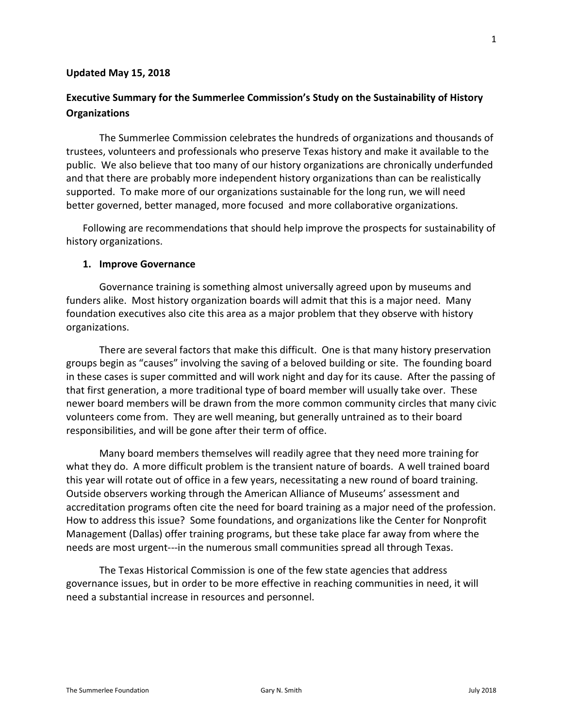**Updated May 15, 2018**

## Executive Summary for the Summerlee Commission's Study on the Sustainability of History Organizations

The Summerlee Commission celebrates the hundreds of organizations and thousands of trustees, volunteers and professionals who preserve Texas history and make it available to the public. We also believe that too many of our history organizations are chronically underfunded and that there are probably more independent history organizations than can be realistically supported. To make more of our organizations sustainable for the long run, we will need better governed, better managed, more focused and more collaborative organizations.

Following are recommendations that should help improve the prospects for sustainability of history organizations.

### 1. Improve Governance

Governance training is something almost universally agreed upon by museums and funders alike. Most history organization boards will admit that this is a major need. Many foundation executives also cite this area as a major problem that they observe with history organizations.

There are several factors that make this difficult. One is that many history preservation groups begin as "causes" involving the saving of a beloved building or site. The founding board in these cases is super committed and will work night and day for its cause. After the passing of that first generation, a more traditional type of board member will usually take over. These newer board members will be drawn from the more common community circles that many civic volunteers come from. They are well meaning, but generally untrained as to their board responsibilities, and will be gone after their term of office.

Many board members themselves will readily agree that they need more training for what they do. A more difficult problem is the transient nature of boards. A well trained board this year will rotate out of office in a few years, necessitating a new round of board training. Outside observers working through the American Alliance of Museums' assessment and accreditation programs often cite the need for board training as a major need of the profession. How to address this issue? Some foundations, and organizations like the Center for Nonprofit Management (Dallas) offer training programs, but these take place far away from where the needs are most urgent---in the numerous small communities spread all through Texas.

The Texas Historical Commission is one of the few state agencies that address governance issues, but in order to be more effective in reaching communities in need, it will need a substantial increase in resources and personnel.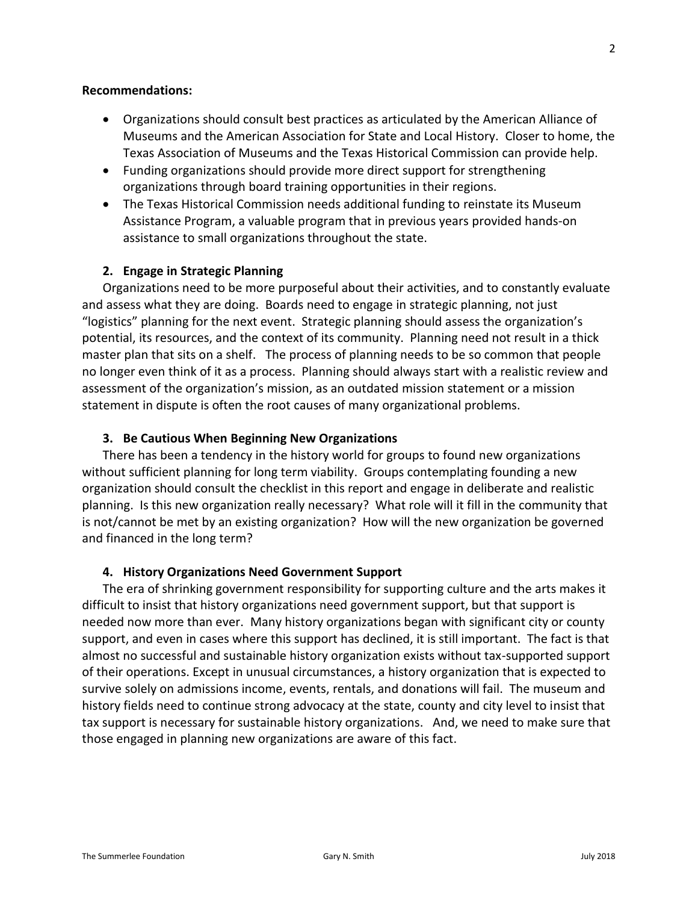**Recommendations:**

- Organizations should consult best practices as articulated by the American Alliance of Museums and the American Association for State and Local History. Closer to home, the Texas Association of Museums and the Texas Historical Commission can provide help.
- Funding organizations should provide more direct support for strengthening organizations through board training opportunities in their regions.
- The Texas Historical Commission needs additional funding to reinstate its Museum Assistance Program, a valuable program that in previous years provided hands-on assistance to small organizations throughout the state.

### 2. Engage in Strategic Planning

Organizations need to be more purposeful about their activities, and to constantly evaluate and assess what they are doing. Boards need to engage in strategic planning, not just "logistics" planning for the next event. Strategic planning should assess the organization's potential, its resources, and the context of its community. Planning need not result in a thick master plan that sits on a shelf. The process of planning needs to be so common that people no longer even think of it as a process. Planning should always start with a realistic review and assessment of the organization's mission, as an outdated mission statement or a mission statement in dispute is often the root causes of many organizational problems.

### 3. Be Cautious When Beginning New Organizations

There has been a tendency in the history world for groups to found new organizations without sufficient planning for long term viability. Groups contemplating founding a new organization should consult the checklist in this report and engage in deliberate and realistic planning. Is this new organization really necessary? What role will it fill in the community that is not/cannot be met by an existing organization? How will the new organization be governed and financed in the long term?

### 4. History Organizations Need Government Support

The era of shrinking government responsibility for supporting culture and the arts makes it difficult to insist that history organizations need government support, but that support is needed now more than ever. Many history organizations began with significant city or county support, and even in cases where this support has declined, it is still important. The fact is that almost no successful and sustainable history organization exists without tax-supported support of their operations. Except in unusual circumstances, a history organization that is expected to survive solely on admissions income, events, rentals, and donations will fail. The museum and history fields need to continue strong advocacy at the state, county and city level to insist that tax support is necessary for sustainable history organizations. And, we need to make sure that those engaged in planning new organizations are aware of this fact.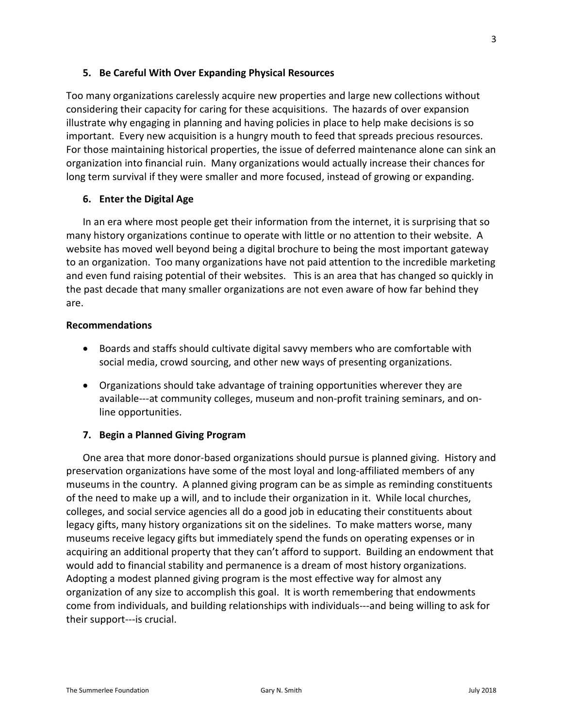**5. Be Careful With Over Expanding Physical Resources**

Too many organizations carelessly acquire new properties and large new collections without considering their capacity for caring for these acquisitions. The hazards of over expansion illustrate why engaging in planning and having policies in place to help make decisions is so important. Every new acquisition is a hungry mouth to feed that spreads precious resources. For those maintaining historical properties, the issue of deferred maintenance alone can sink an organization into financial ruin. Many organizations would actually increase their chances for long term survival if they were smaller and more focused, instead of growing or expanding.

**6. Enter the Digital Age**

In an era where most people get their information from the internet, it is surprising that so many history organizations continue to operate with little or no attention to their website. A website has moved well beyond being a digital brochure to being the most important gateway to an organization. Too many organizations have not paid attention to the incredible marketing and even fund raising potential of their websites. This is an area that has changed so quickly in the past decade that many smaller organizations are not even aware of how far behind they are.

**Recommendations**

- Boards and staffs should cultivate digital savvy members who are comfortable with social media, crowd sourcing, and other new ways of presenting organizations.
- Organizations should take advantage of training opportunities wherever they are available---at community colleges, museum and non-profit training seminars, and on-line opportunities.

**7. Begin a Planned Giving Program**

One area that more donor-based organizations should pursue is planned giving. History and preservation organizations have some of the most loyal and long-affiliated members of any museums in the country. A planned giving program can be as simple as reminding constituents of the need to make up a will, and to include their organization in it. While local churches, colleges, and social service agencies all do a good job in educating their constituents about legacy gifts, many history organizations sit on the sidelines. To make matters worse, many museums receive legacy gifts but immediately spend the funds on operating expenses or in acquiring an additional property that they can't afford to support. Building an endowment that would add to financial stability and permanence is a dream of most history organizations. Adopting a modest planned giving program is the most effective way for almost any organization of any size to accomplish this goal. It is worth remembering that endowments come from individuals, and building relationships with individuals---and being willing to ask for their support---is crucial.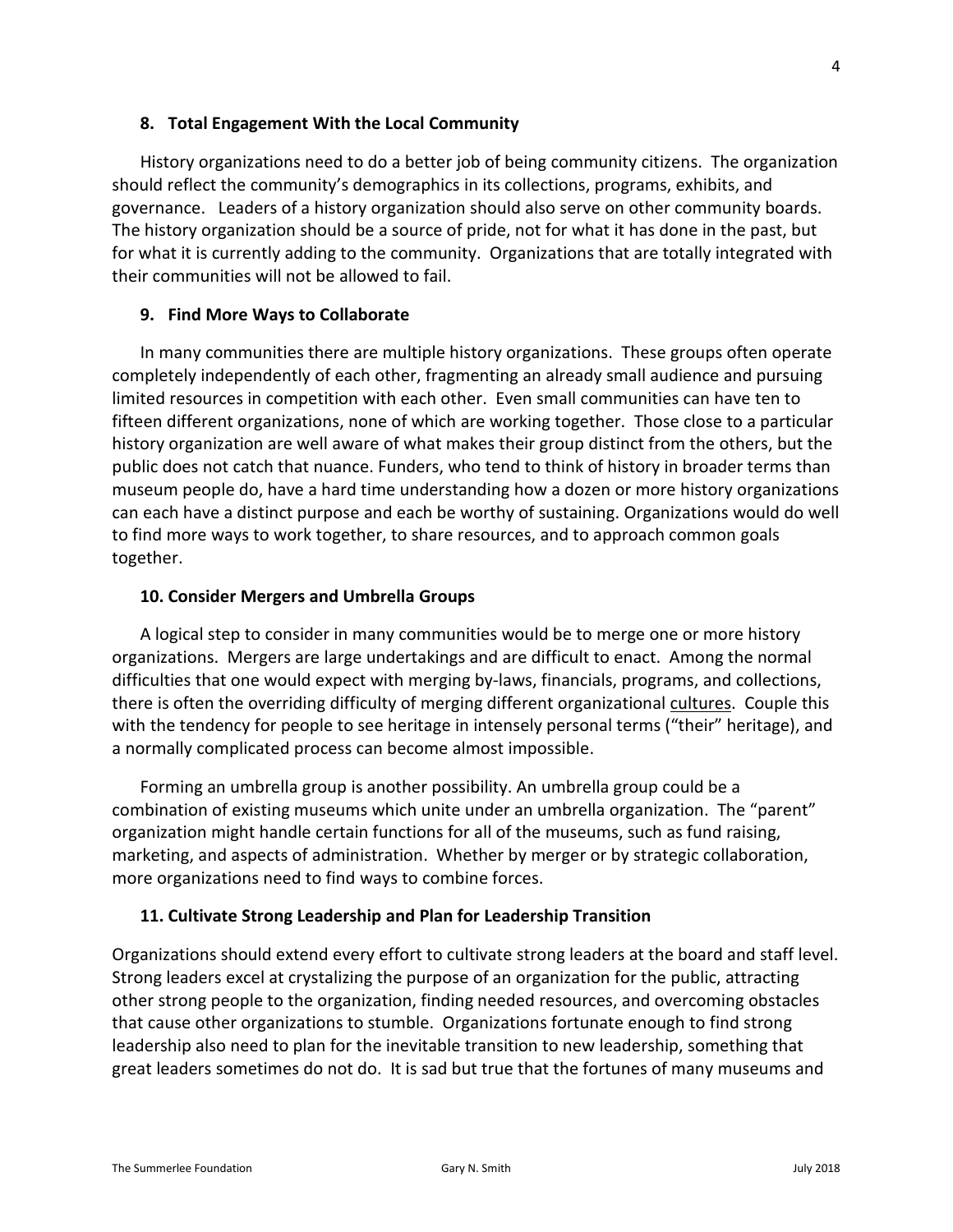### 8. Total Engagement With the Local Community

History organizations need to do a better job of being community citizens. The organization should reflect the community's demographics in its collections, programs, exhibits, and governance. Leaders of a history organization should also serve on other community boards. The history organization should be a source of pride, not for what it has done in the past, but for what it is currently adding to the community. Organizations that are totally integrated with their communities will not be allowed to fail.

### 9. Find More Ways to Collaborate

In many communities there are multiple history organizations. These groups often operate completely independently of each other, fragmenting an already small audience and pursuing limited resources in competition with each other. Even small communities can have ten to fifteen different organizations, none of which are working together. Those close to a particular history organization are well aware of what makes their group distinct from the others, but the public does not catch that nuance. Funders, who tend to think of history in broader terms than museum people do, have a hard time understanding how a dozen or more history organizations can each have a distinct purpose and each be worthy of sustaining. Organizations would do well to find more ways to work together, to share resources, and to approach common goals together.

### 10. Consider Mergers and Umbrella Groups

A logical step to consider in many communities would be to merge one or more history organizations. Mergers are large undertakings and are difficult to enact. Among the normal difficulties that one would expect with merging by-laws, financials, programs, and collections, there is often the overriding difficulty of merging different organizational <u>cultures</u>. Couple this with the tendency for people to see heritage in intensely personal terms ("their" heritage), and a normally complicated process can become almost impossible.

Forming an umbrella group is another possibility. An umbrella group could be a combination of existing museums which unite under an umbrella organization. The "parent" organization might handle certain functions for all of the museums, such as fund raising, marketing, and aspects of administration. Whether by merger or by strategic collaboration, more organizations need to find ways to combine forces.

### 11. Cultivate Strong Leadership and Plan for Leadership Transition

Organizations should extend every effort to cultivate strong leaders at the board and staff level. Strong leaders excel at crystalizing the purpose of an organization for the public, attracting other strong people to the organization, finding needed resources, and overcoming obstacles that cause other organizations to stumble. Organizations fortunate enough to find strong leadership also need to plan for the inevitable transition to new leadership, something that great leaders sometimes do not do. It is sad but true that the fortunes of many museums and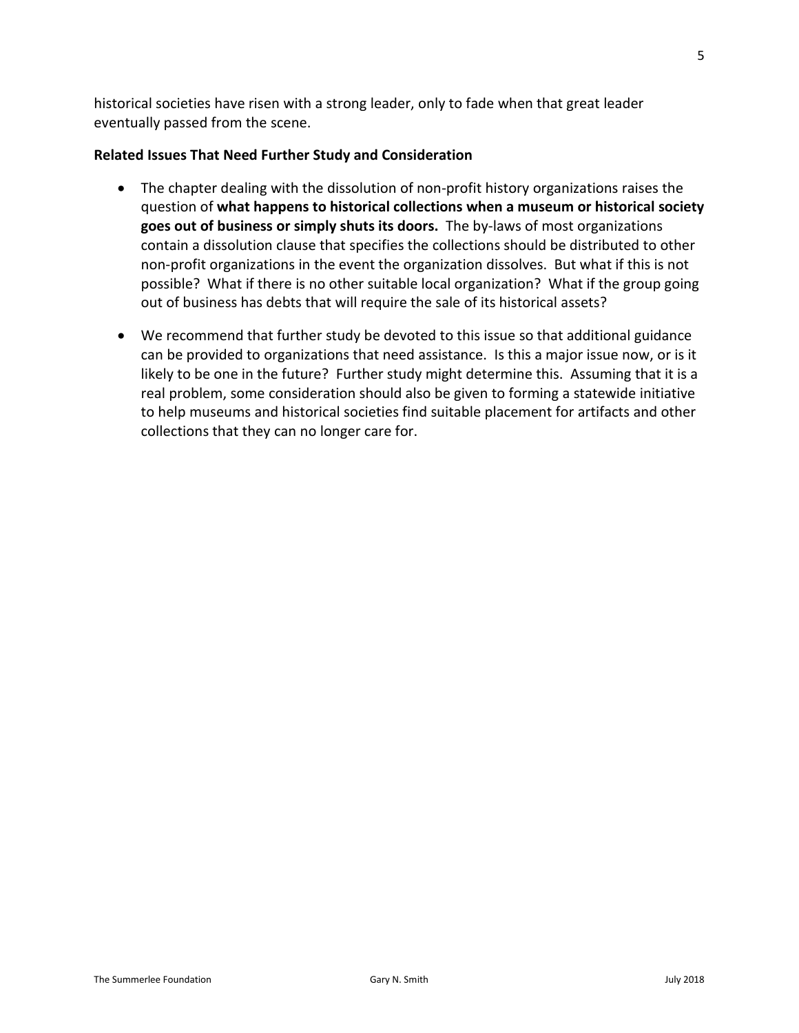historical societies have risen with a strong leader, only to fade when that great leader eventually passed from the scene.

**Related Issues That Need Further Study and Consideration**

- The chapter dealing with the dissolution of non-profit history organizations raises the question of **what happens to historical collections when a museum or historical society goes out of business or simply shuts its doors.** The by-laws of most organizations contain a dissolution clause that specifies the collections should be distributed to other non-profit organizations in the event the organization dissolves. But what if this is not possible? What if there is no other suitable local organization? What if the group going out of business has debts that will require the sale of its historical assets?
- We recommend that further study be devoted to this issue so that additional guidance can be provided to organizations that need assistance. Is this a major issue now, or is it likely to be one in the future? Further study might determine this. Assuming that it is a real problem, some consideration should also be given to forming a statewide initiative to help museums and historical societies find suitable placement for artifacts and other collections that they can no longer care for.